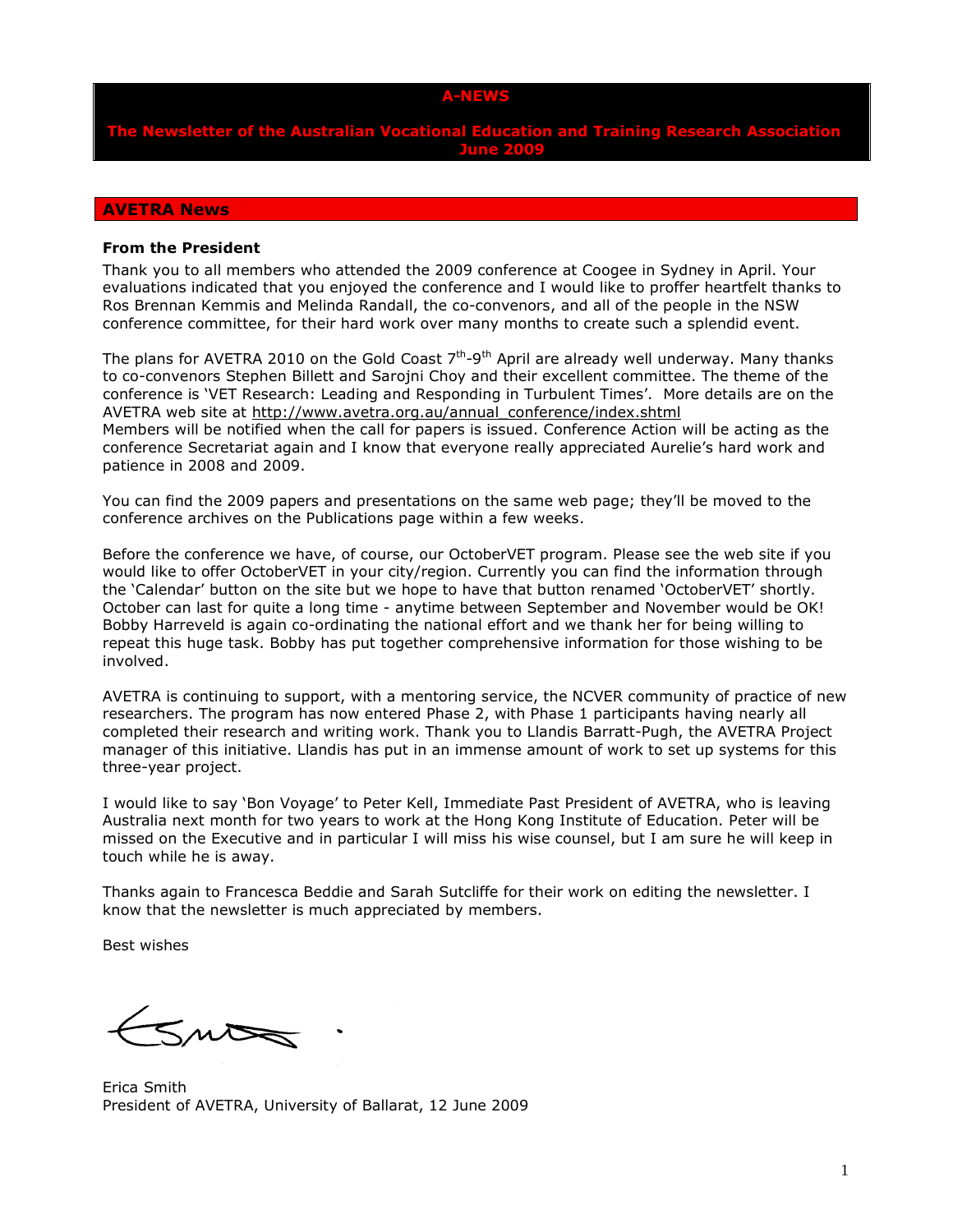# A-NEWS

**The Newsletter of the Australian Vocational Education and Training Research Association June 2009**

## AVETRA News

### From the President

Thank you to all members who attended the 2009 conference at Coogee in Sydney in April. Your evaluations indicated that you enjoyed the conference and I would like to proffer heartfelt thanks to Ros Brennan Kemmis and Melinda Randall, the co-convenors, and all of the people in the NSW conference committee, for their hard work over many months to create such a splendid event.

The plans for AVETRA 2010 on the Gold Coast 7th-9th April are already well underway. Many thanks to co-convenors Stephen Billett and Sarojni Choy and their excellent committee. The theme of the conference is 'VET Research: Leading and Responding in Turbulent Times'. More details are on the AVETRA web site at http://www.avetra.org.au/annual_conference/index.shtml
Members will be notified when the call for papers is issued. Conference Action will be acting as the conference Secretariat again and I know that everyone really appreciated Aurelie's hard work and patience in 2008 and 2009.

You can find the 2009 papers and presentations on the same web page; they'll be moved to the conference archives on the Publications page within a few weeks.

Before the conference we have, of course, our OctoberVET program. Please see the web site if you would like to offer OctoberVET in your city/region. Currently you can find the information through the 'Calendar' button on the site but we hope to have that button renamed 'OctoberVET' shortly. October can last for quite a long time - anytime between September and November would be OK! Bobby Harreveld is again co-ordinating the national effort and we thank her for being willing to repeat this huge task. Bobby has put together comprehensive information for those wishing to be involved.

AVETRA is continuing to support, with a mentoring service, the NCVER community of practice of new researchers. The program has now entered Phase 2, with Phase 1 participants having nearly all completed their research and writing work. Thank you to Llandis Barratt-Pugh, the AVETRA Project manager of this initiative. Llandis has put in an immense amount of work to set up systems for this three-year project.

I would like to say 'Bon Voyage' to Peter Kell, Immediate Past President of AVETRA, who is leaving Australia next month for two years to work at the Hong Kong Institute of Education. Peter will be missed on the Executive and in particular I will miss his wise counsel, but I am sure he will keep in touch while he is away.

Thanks again to Francesca Beddie and Sarah Sutcliffe for their work on editing the newsletter. I know that the newsletter is much appreciated by members.

Best wishes

Erica Smith
President of AVETRA, University of Ballarat, 12 June 2009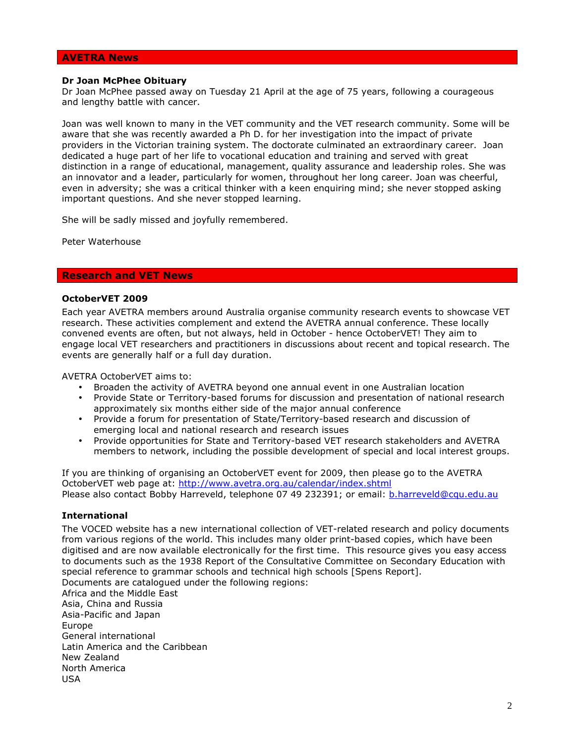## AVETRA News

### Dr Joan McPhee Obituary

Dr Joan McPhee passed away on Tuesday 21 April at the age of 75 years, following a courageous and lengthy battle with cancer.

Joan was well known to many in the VET community and the VET research community. Some will be aware that she was recently awarded a Ph D. for her investigation into the impact of private providers in the Victorian training system. The doctorate culminated an extraordinary career. Joan dedicated a huge part of her life to vocational education and training and served with great distinction in a range of educational, management, quality assurance and leadership roles. She was an innovator and a leader, particularly for women, throughout her long career. Joan was cheerful, even in adversity; she was a critical thinker with a keen enquiring mind; she never stopped asking important questions. And she never stopped learning.

She will be sadly missed and joyfully remembered.

Peter Waterhouse

## Research and VET News

### OctoberVET 2009

Each year AVETRA members around Australia organise community research events to showcase VET research. These activities complement and extend the AVETRA annual conference. These locally convened events are often, but not always, held in October - hence OctoberVET! They aim to engage local VET researchers and practitioners in discussions about recent and topical research. The events are generally half or a full day duration.

AVETRA OctoberVET aims to:

- Broaden the activity of AVETRA beyond one annual event in one Australian location
- Provide State or Territory-based forums for discussion and presentation of national research approximately six months either side of the major annual conference
- Provide a forum for presentation of State/Territory-based research and discussion of emerging local and national research and research issues
- Provide opportunities for State and Territory-based VET research stakeholders and AVETRA members to network, including the possible development of special and local interest groups.

If you are thinking of organising an OctoberVET event for 2009, then please go to the AVETRA OctoberVET web page at: http://www.avetra.org.au/calendar/index.shtml
Please also contact Bobby Harreveld, telephone 07 49 232391; or email: b.harreveld@cqu.edu.au

### International

The VOCED website has a new international collection of VET-related research and policy documents from various regions of the world. This includes many older print-based copies, which have been digitised and are now available electronically for the first time. This resource gives you easy access to documents such as the 1938 Report of the Consultative Committee on Secondary Education with special reference to grammar schools and technical high schools [Spens Report].
Documents are catalogued under the following regions:
Africa and the Middle East
Asia, China and Russia
Asia-Pacific and Japan
Europe
General international
Latin America and the Caribbean
New Zealand
North America
USA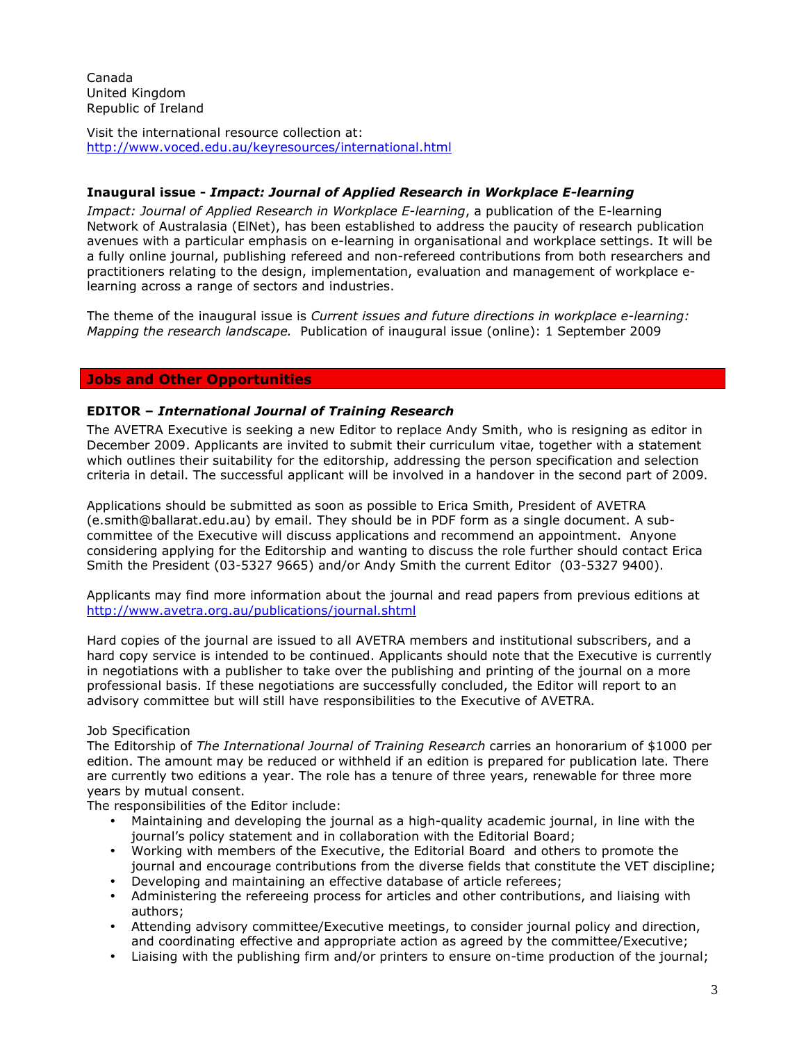Canada
United Kingdom
Republic of Ireland

Visit the international resource collection at:
http://www.voced.edu.au/keyresources/international.html

### Inaugural issue - *Impact: Journal of Applied Research in Workplace E-learning*

*Impact: Journal of Applied Research in Workplace E-learning*, a publication of the E-learning Network of Australasia (ElNet), has been established to address the paucity of research publication avenues with a particular emphasis on e-learning in organisational and workplace settings. It will be a fully online journal, publishing refereed and non-refereed contributions from both researchers and practitioners relating to the design, implementation, evaluation and management of workplace e-learning across a range of sectors and industries.

The theme of the inaugural issue is *Current issues and future directions in workplace e-learning: Mapping the research landscape.* Publication of inaugural issue (online): 1 September 2009

## Jobs and Other Opportunities

### EDITOR – *International Journal of Training Research*

The AVETRA Executive is seeking a new Editor to replace Andy Smith, who is resigning as editor in December 2009. Applicants are invited to submit their curriculum vitae, together with a statement which outlines their suitability for the editorship, addressing the person specification and selection criteria in detail. The successful applicant will be involved in a handover in the second part of 2009.

Applications should be submitted as soon as possible to Erica Smith, President of AVETRA (e.smith@ballarat.edu.au) by email. They should be in PDF form as a single document. A sub-committee of the Executive will discuss applications and recommend an appointment. Anyone considering applying for the Editorship and wanting to discuss the role further should contact Erica Smith the President (03-5327 9665) and/or Andy Smith the current Editor (03-5327 9400).

Applicants may find more information about the journal and read papers from previous editions at http://www.avetra.org.au/publications/journal.shtml

Hard copies of the journal are issued to all AVETRA members and institutional subscribers, and a hard copy service is intended to be continued. Applicants should note that the Executive is currently in negotiations with a publisher to take over the publishing and printing of the journal on a more professional basis. If these negotiations are successfully concluded, the Editor will report to an advisory committee but will still have responsibilities to the Executive of AVETRA.

Job Specification
The Editorship of *The International Journal of Training Research* carries an honorarium of $1000 per edition. The amount may be reduced or withheld if an edition is prepared for publication late. There are currently two editions a year. The role has a tenure of three years, renewable for three more years by mutual consent.
The responsibilities of the Editor include:

- Maintaining and developing the journal as a high-quality academic journal, in line with the journal's policy statement and in collaboration with the Editorial Board;
- Working with members of the Executive, the Editorial Board and others to promote the journal and encourage contributions from the diverse fields that constitute the VET discipline;
- Developing and maintaining an effective database of article referees;
- Administering the refereeing process for articles and other contributions, and liaising with authors;
- Attending advisory committee/Executive meetings, to consider journal policy and direction, and coordinating effective and appropriate action as agreed by the committee/Executive;
- Liaising with the publishing firm and/or printers to ensure on-time production of the journal;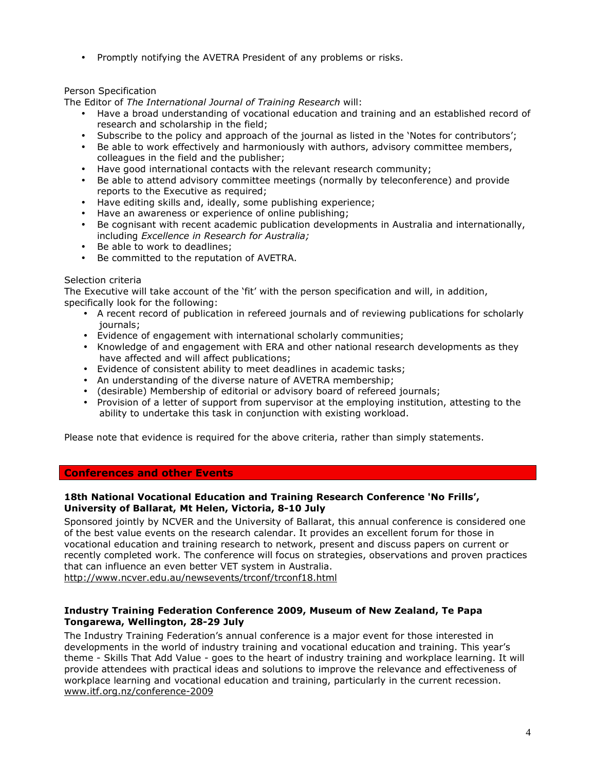- Promptly notifying the AVETRA President of any problems or risks.

Person Specification

The Editor of *The International Journal of Training Research* will:

- Have a broad understanding of vocational education and training and an established record of research and scholarship in the field;
- Subscribe to the policy and approach of the journal as listed in the 'Notes for contributors';
- Be able to work effectively and harmoniously with authors, advisory committee members, colleagues in the field and the publisher;
- Have good international contacts with the relevant research community;
- Be able to attend advisory committee meetings (normally by teleconference) and provide reports to the Executive as required;
- Have editing skills and, ideally, some publishing experience;
- Have an awareness or experience of online publishing;
- Be cognisant with recent academic publication developments in Australia and internationally, including *Excellence in Research for Australia;*
- Be able to work to deadlines;
- Be committed to the reputation of AVETRA.

Selection criteria

The Executive will take account of the 'fit' with the person specification and will, in addition, specifically look for the following:

- A recent record of publication in refereed journals and of reviewing publications for scholarly journals;
- Evidence of engagement with international scholarly communities;
- Knowledge of and engagement with ERA and other national research developments as they have affected and will affect publications;
- Evidence of consistent ability to meet deadlines in academic tasks;
- An understanding of the diverse nature of AVETRA membership;
- (desirable) Membership of editorial or advisory board of refereed journals;
- Provision of a letter of support from supervisor at the employing institution, attesting to the ability to undertake this task in conjunction with existing workload.

Please note that evidence is required for the above criteria, rather than simply statements.

## Conferences and other Events

### 18th National Vocational Education and Training Research Conference 'No Frills', University of Ballarat, Mt Helen, Victoria, 8-10 July

Sponsored jointly by NCVER and the University of Ballarat, this annual conference is considered one of the best value events on the research calendar. It provides an excellent forum for those in vocational education and training research to network, present and discuss papers on current or recently completed work. The conference will focus on strategies, observations and proven practices that can influence an even better VET system in Australia.
http://www.ncver.edu.au/newsevents/trconf/trconf18.html

### Industry Training Federation Conference 2009, Museum of New Zealand, Te Papa Tongarewa, Wellington, 28-29 July

The Industry Training Federation's annual conference is a major event for those interested in developments in the world of industry training and vocational education and training. This year's theme - Skills That Add Value - goes to the heart of industry training and workplace learning. It will provide attendees with practical ideas and solutions to improve the relevance and effectiveness of workplace learning and vocational education and training, particularly in the current recession.
www.itf.org.nz/conference-2009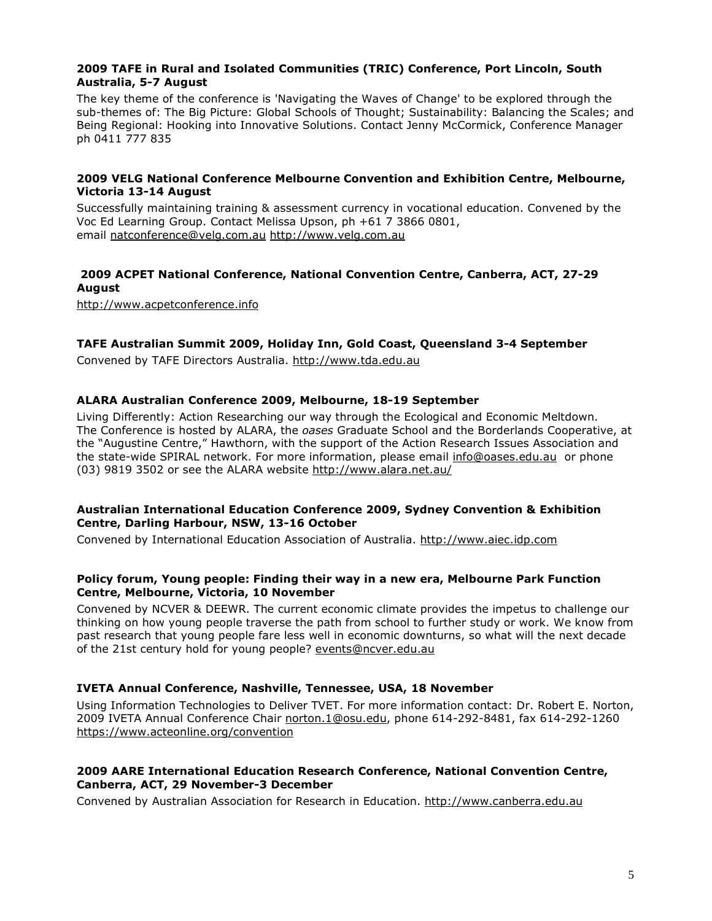**2009 TAFE in Rural and Isolated Communities (TRIC) Conference, Port Lincoln, South Australia, 5-7 August**

The key theme of the conference is 'Navigating the Waves of Change' to be explored through the sub-themes of: The Big Picture: Global Schools of Thought; Sustainability: Balancing the Scales; and Being Regional: Hooking into Innovative Solutions. Contact Jenny McCormick, Conference Manager ph 0411 777 835

**2009 VELG National Conference Melbourne Convention and Exhibition Centre, Melbourne, Victoria 13-14 August**

Successfully maintaining training & assessment currency in vocational education. Convened by the Voc Ed Learning Group. Contact Melissa Upson, ph +61 7 3866 0801, email natconference@velg.com.au http://www.velg.com.au

**2009 ACPET National Conference, National Convention Centre, Canberra, ACT, 27-29 August**

http://www.acpetconference.info

**TAFE Australian Summit 2009, Holiday Inn, Gold Coast, Queensland 3-4 September**

Convened by TAFE Directors Australia. http://www.tda.edu.au

**ALARA Australian Conference 2009, Melbourne, 18-19 September**

Living Differently: Action Researching our way through the Ecological and Economic Meltdown. The Conference is hosted by ALARA, the *oases* Graduate School and the Borderlands Cooperative, at the "Augustine Centre," Hawthorn, with the support of the Action Research Issues Association and the state-wide SPIRAL network. For more information, please email info@oases.edu.au or phone (03) 9819 3502 or see the ALARA website http://www.alara.net.au/

**Australian International Education Conference 2009, Sydney Convention & Exhibition Centre, Darling Harbour, NSW, 13-16 October**

Convened by International Education Association of Australia. http://www.aiec.idp.com

**Policy forum, Young people: Finding their way in a new era, Melbourne Park Function Centre, Melbourne, Victoria, 10 November**

Convened by NCVER & DEEWR. The current economic climate provides the impetus to challenge our thinking on how young people traverse the path from school to further study or work. We know from past research that young people fare less well in economic downturns, so what will the next decade of the 21st century hold for young people? events@ncver.edu.au

**IVETA Annual Conference, Nashville, Tennessee, USA, 18 November**

Using Information Technologies to Deliver TVET. For more information contact: Dr. Robert E. Norton, 2009 IVETA Annual Conference Chair norton.1@osu.edu, phone 614-292-8481, fax 614-292-1260 https://www.acteonline.org/convention

**2009 AARE International Education Research Conference, National Convention Centre, Canberra, ACT, 29 November-3 December**

Convened by Australian Association for Research in Education. http://www.canberra.edu.au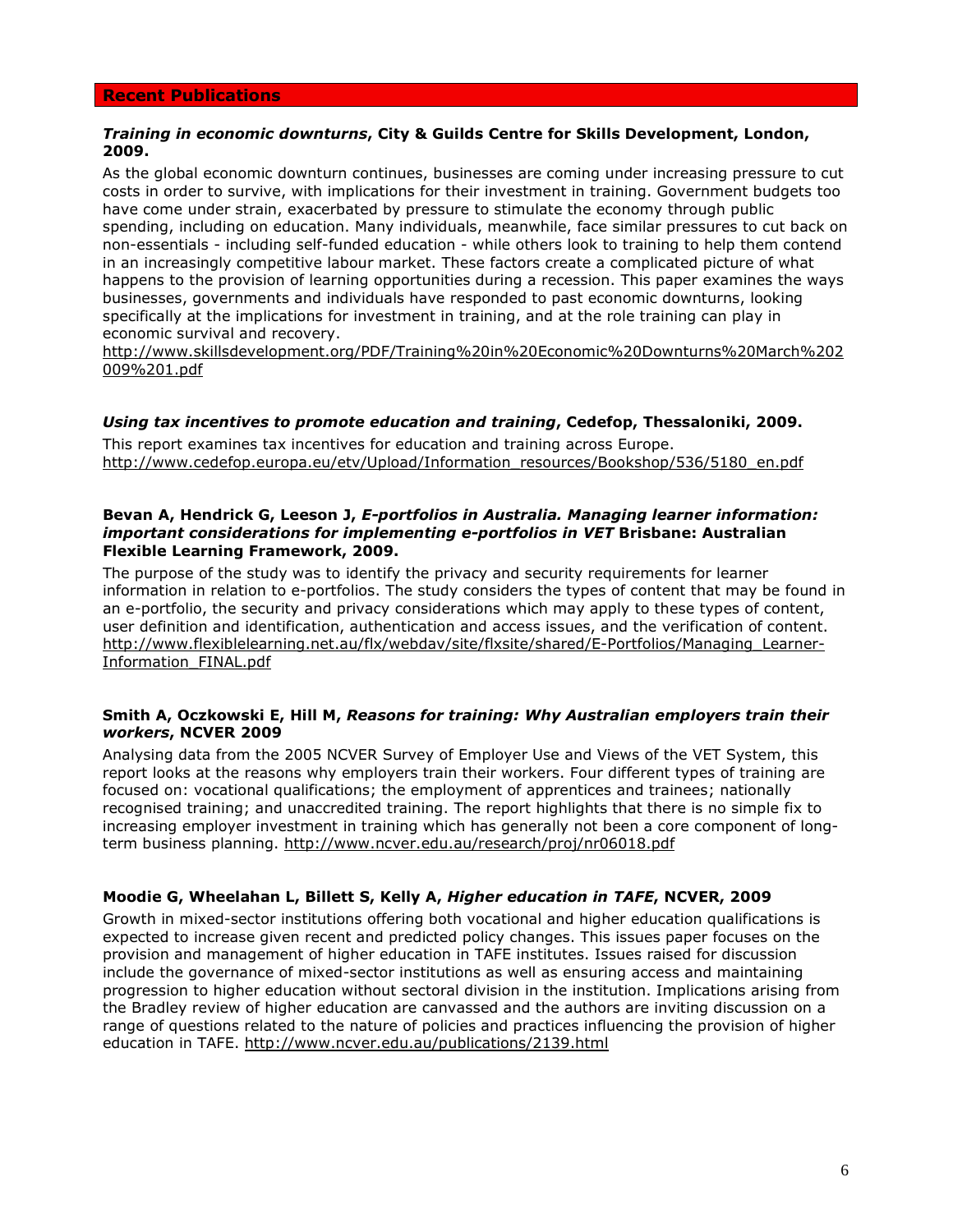## Recent Publications

***Training in economic downturns*, City & Guilds Centre for Skills Development, London, 2009.**

As the global economic downturn continues, businesses are coming under increasing pressure to cut costs in order to survive, with implications for their investment in training. Government budgets too have come under strain, exacerbated by pressure to stimulate the economy through public spending, including on education. Many individuals, meanwhile, face similar pressures to cut back on non-essentials - including self-funded education - while others look to training to help them contend in an increasingly competitive labour market. These factors create a complicated picture of what happens to the provision of learning opportunities during a recession. This paper examines the ways businesses, governments and individuals have responded to past economic downturns, looking specifically at the implications for investment in training, and at the role training can play in economic survival and recovery.
http://www.skillsdevelopment.org/PDF/Training%20in%20Economic%20Downturns%20March%202009%201.pdf

***Using tax incentives to promote education and training*, Cedefop, Thessaloniki, 2009.**

This report examines tax incentives for education and training across Europe.
http://www.cedefop.europa.eu/etv/Upload/Information_resources/Bookshop/536/5180_en.pdf

**Bevan A, Hendrick G, Leeson J, *E-portfolios in Australia. Managing learner information: important considerations for implementing e-portfolios in VET* Brisbane: Australian Flexible Learning Framework, 2009.**

The purpose of the study was to identify the privacy and security requirements for learner information in relation to e-portfolios. The study considers the types of content that may be found in an e-portfolio, the security and privacy considerations which may apply to these types of content, user definition and identification, authentication and access issues, and the verification of content.
http://www.flexiblelearning.net.au/flx/webdav/site/flxsite/shared/E-Portfolios/Managing_Learner-Information_FINAL.pdf

**Smith A, Oczkowski E, Hill M, *Reasons for training: Why Australian employers train their workers*, NCVER 2009**

Analysing data from the 2005 NCVER Survey of Employer Use and Views of the VET System, this report looks at the reasons why employers train their workers. Four different types of training are focused on: vocational qualifications; the employment of apprentices and trainees; nationally recognised training; and unaccredited training. The report highlights that there is no simple fix to increasing employer investment in training which has generally not been a core component of long-term business planning. http://www.ncver.edu.au/research/proj/nr06018.pdf

**Moodie G, Wheelahan L, Billett S, Kelly A, *Higher education in TAFE*, NCVER, 2009**

Growth in mixed-sector institutions offering both vocational and higher education qualifications is expected to increase given recent and predicted policy changes. This issues paper focuses on the provision and management of higher education in TAFE institutes. Issues raised for discussion include the governance of mixed-sector institutions as well as ensuring access and maintaining progression to higher education without sectoral division in the institution. Implications arising from the Bradley review of higher education are canvassed and the authors are inviting discussion on a range of questions related to the nature of policies and practices influencing the provision of higher education in TAFE. http://www.ncver.edu.au/publications/2139.html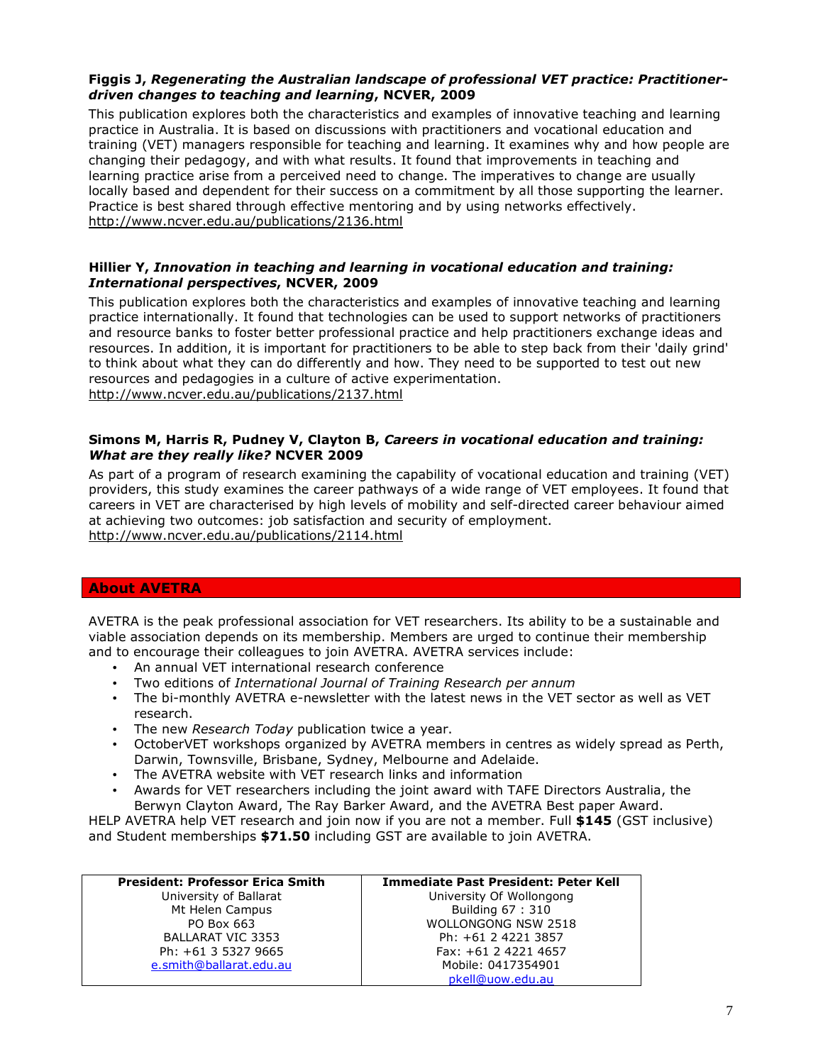**Figgis J, *Regenerating the Australian landscape of professional VET practice: Practitioner-driven changes to teaching and learning*, NCVER, 2009**

This publication explores both the characteristics and examples of innovative teaching and learning practice in Australia. It is based on discussions with practitioners and vocational education and training (VET) managers responsible for teaching and learning. It examines why and how people are changing their pedagogy, and with what results. It found that improvements in teaching and learning practice arise from a perceived need to change. The imperatives to change are usually locally based and dependent for their success on a commitment by all those supporting the learner. Practice is best shared through effective mentoring and by using networks effectively.
http://www.ncver.edu.au/publications/2136.html

**Hillier Y, *Innovation in teaching and learning in vocational education and training: International perspectives*, NCVER, 2009**

This publication explores both the characteristics and examples of innovative teaching and learning practice internationally. It found that technologies can be used to support networks of practitioners and resource banks to foster better professional practice and help practitioners exchange ideas and resources. In addition, it is important for practitioners to be able to step back from their 'daily grind' to think about what they can do differently and how. They need to be supported to test out new resources and pedagogies in a culture of active experimentation.
http://www.ncver.edu.au/publications/2137.html

**Simons M, Harris R, Pudney V, Clayton B, *Careers in vocational education and training: What are they really like?* NCVER 2009**

As part of a program of research examining the capability of vocational education and training (VET) providers, this study examines the career pathways of a wide range of VET employees. It found that careers in VET are characterised by high levels of mobility and self-directed career behaviour aimed at achieving two outcomes: job satisfaction and security of employment.
http://www.ncver.edu.au/publications/2114.html

## About AVETRA

AVETRA is the peak professional association for VET researchers. Its ability to be a sustainable and viable association depends on its membership. Members are urged to continue their membership and to encourage their colleagues to join AVETRA. AVETRA services include:

- An annual VET international research conference
- Two editions of *International Journal of Training Research per annum*
- The bi-monthly AVETRA e-newsletter with the latest news in the VET sector as well as VET research.
- The new *Research Today* publication twice a year.
- OctoberVET workshops organized by AVETRA members in centres as widely spread as Perth, Darwin, Townsville, Brisbane, Sydney, Melbourne and Adelaide.
- The AVETRA website with VET research links and information
- Awards for VET researchers including the joint award with TAFE Directors Australia, the Berwyn Clayton Award, The Ray Barker Award, and the AVETRA Best paper Award.

HELP AVETRA help VET research and join now if you are not a member. Full **$145** (GST inclusive) and Student memberships **$71.50** including GST are available to join AVETRA.

| **President: Professor Erica Smith** | **Immediate Past President: Peter Kell** |
|---|---|
| University of Ballarat<br>Mt Helen Campus<br>PO Box 663<br>BALLARAT VIC 3353<br>Ph: +61 3 5327 9665<br>e.smith@ballarat.edu.au | University Of Wollongong<br>Building 67 : 310<br>WOLLONGONG NSW 2518<br>Ph: +61 2 4221 3857<br>Fax: +61 2 4221 4657<br>Mobile: 0417354901<br>pkell@uow.edu.au |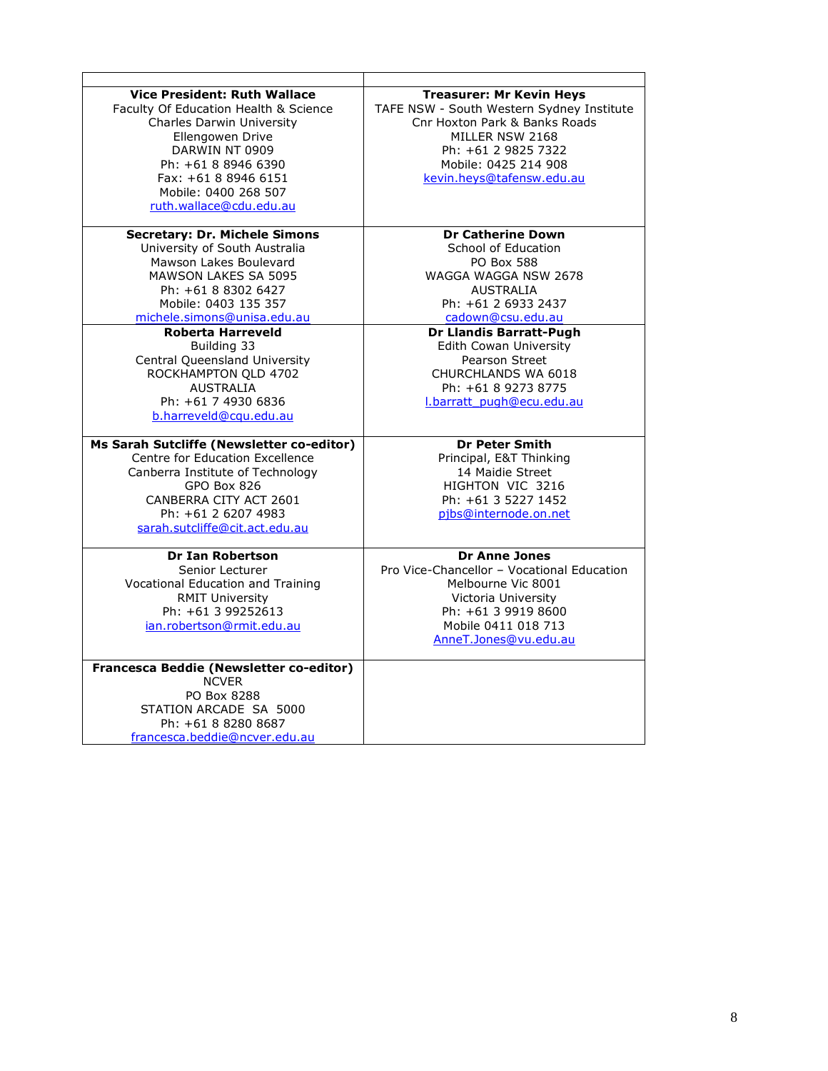| | |
|---|---|
| **Vice President: Ruth Wallace**<br>Faculty Of Education Health & Science<br>Charles Darwin University<br>Ellengowen Drive<br>DARWIN NT 0909<br>Ph: +61 8 8946 6390<br>Fax: +61 8 8946 6151<br>Mobile: 0400 268 507<br>ruth.wallace@cdu.edu.au | **Treasurer: Mr Kevin Heys**<br>TAFE NSW - South Western Sydney Institute<br>Cnr Hoxton Park & Banks Roads<br>MILLER NSW 2168<br>Ph: +61 2 9825 7322<br>Mobile: 0425 214 908<br>kevin.heys@tafensw.edu.au |
| **Secretary: Dr. Michele Simons**<br>University of South Australia<br>Mawson Lakes Boulevard<br>MAWSON LAKES SA 5095<br>Ph: +61 8 8302 6427<br>Mobile: 0403 135 357<br>michele.simons@unisa.edu.au | **Dr Catherine Down**<br>School of Education<br>PO Box 588<br>WAGGA WAGGA NSW 2678<br>AUSTRALIA<br>Ph: +61 2 6933 2437<br>cadown@csu.edu.au |
| **Roberta Harreveld**<br>Building 33<br>Central Queensland University<br>ROCKHAMPTON QLD 4702<br>AUSTRALIA<br>Ph: +61 7 4930 6836<br>b.harreveld@cqu.edu.au | **Dr Llandis Barratt-Pugh**<br>Edith Cowan University<br>Pearson Street<br>CHURCHLANDS WA 6018<br>Ph: +61 8 9273 8775<br>l.barratt_pugh@ecu.edu.au |
| **Ms Sarah Sutcliffe (Newsletter co-editor)**<br>Centre for Education Excellence<br>Canberra Institute of Technology<br>GPO Box 826<br>CANBERRA CITY ACT 2601<br>Ph: +61 2 6207 4983<br>sarah.sutcliffe@cit.act.edu.au | **Dr Peter Smith**<br>Principal, E&T Thinking<br>14 Maidie Street<br>HIGHTON VIC 3216<br>Ph: +61 3 5227 1452<br>pjbs@internode.on.net |
| **Dr Ian Robertson**<br>Senior Lecturer<br>Vocational Education and Training<br>RMIT University<br>Ph: +61 3 99252613<br>ian.robertson@rmit.edu.au | **Dr Anne Jones**<br>Pro Vice-Chancellor – Vocational Education<br>Melbourne Vic 8001<br>Victoria University<br>Ph: +61 3 9919 8600<br>Mobile 0411 018 713<br>AnneT.Jones@vu.edu.au |
| **Francesca Beddie (Newsletter co-editor)**<br>NCVER<br>PO Box 8288<br>STATION ARCADE SA 5000<br>Ph: +61 8 8280 8687<br>francesca.beddie@ncver.edu.au | |